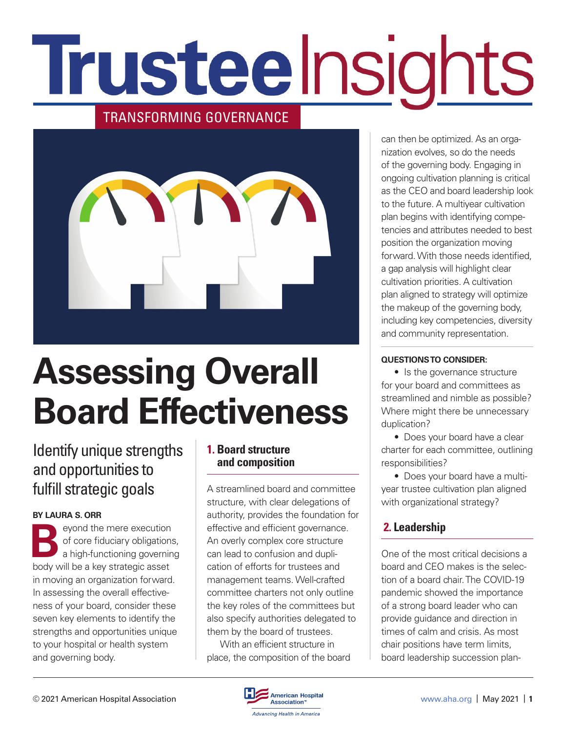# Trustee Insights

TRANSFORMING GOVERNANCE

# Assessing Overall Board Effectiveness

## Identify unique strengths and opportunities to fulfill strategic goals

**BY LAURA S. ORR**

Beyond the mere execution of core fiduciary obligations, a high-functioning governing body will be a key strategic asset in moving an organization forward. In assessing the overall effectiveness of your board, consider these seven key elements to identify the strengths and opportunities unique to your hospital or health system and governing body.

## 1. Board structure and composition

A streamlined board and committee structure, with clear delegations of authority, provides the foundation for effective and efficient governance. An overly complex core structure can lead to confusion and duplication of efforts for trustees and management teams. Well-crafted committee charters not only outline the key roles of the committees but also specify authorities delegated to them by the board of trustees.

With an efficient structure in place, the composition of the board can then be optimized. As an organization evolves, so do the needs of the governing body. Engaging in ongoing cultivation planning is critical as the CEO and board leadership look to the future. A multiyear cultivation plan begins with identifying competencies and attributes needed to best position the organization moving forward. With those needs identified, a gap analysis will highlight clear cultivation priorities. A cultivation plan aligned to strategy will optimize the makeup of the governing body, including key competencies, diversity and community representation.

**QUESTIONS TO CONSIDER:**

- Is the governance structure for your board and committees as streamlined and nimble as possible? Where might there be unnecessary duplication?
- Does your board have a clear charter for each committee, outlining responsibilities?
- Does your board have a multiyear trustee cultivation plan aligned with organizational strategy?

## 2. Leadership

One of the most critical decisions a board and CEO makes is the selection of a board chair. The COVID-19 pandemic showed the importance of a strong board leader who can provide guidance and direction in times of calm and crisis. As most chair positions have term limits, board leadership succession plan-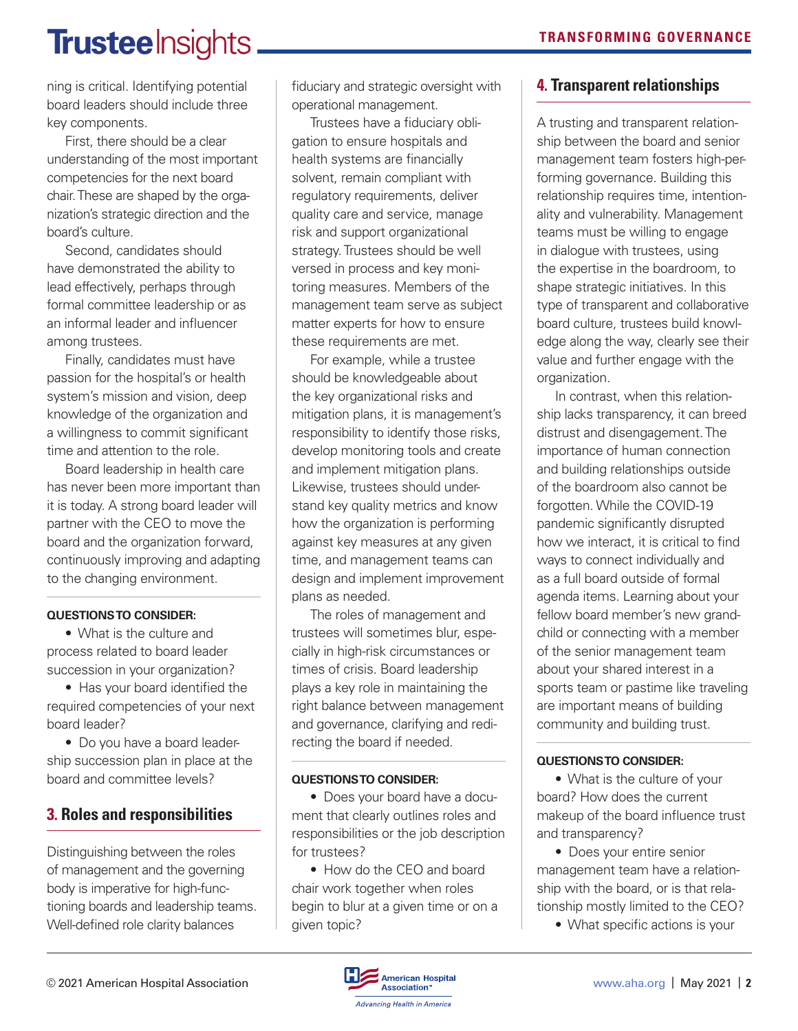ning is critical. Identifying potential board leaders should include three key components.

First, there should be a clear understanding of the most important competencies for the next board chair. These are shaped by the organization's strategic direction and the board's culture.

Second, candidates should have demonstrated the ability to lead effectively, perhaps through formal committee leadership or as an informal leader and influencer among trustees.

Finally, candidates must have passion for the hospital's or health system's mission and vision, deep knowledge of the organization and a willingness to commit significant time and attention to the role.

Board leadership in health care has never been more important than it is today. A strong board leader will partner with the CEO to move the board and the organization forward, continuously improving and adapting to the changing environment.

**QUESTIONS TO CONSIDER:**

- What is the culture and process related to board leader succession in your organization?
- Has your board identified the required competencies of your next board leader?
- Do you have a board leadership succession plan in place at the board and committee levels?

## 3. Roles and responsibilities

Distinguishing between the roles of management and the governing body is imperative for high-functioning boards and leadership teams. Well-defined role clarity balances fiduciary and strategic oversight with operational management.

Trustees have a fiduciary obligation to ensure hospitals and health systems are financially solvent, remain compliant with regulatory requirements, deliver quality care and service, manage risk and support organizational strategy. Trustees should be well versed in process and key monitoring measures. Members of the management team serve as subject matter experts for how to ensure these requirements are met.

For example, while a trustee should be knowledgeable about the key organizational risks and mitigation plans, it is management's responsibility to identify those risks, develop monitoring tools and create and implement mitigation plans. Likewise, trustees should understand key quality metrics and know how the organization is performing against key measures at any given time, and management teams can design and implement improvement plans as needed.

The roles of management and trustees will sometimes blur, especially in high-risk circumstances or times of crisis. Board leadership plays a key role in maintaining the right balance between management and governance, clarifying and redirecting the board if needed.

**QUESTIONS TO CONSIDER:**

- Does your board have a document that clearly outlines roles and responsibilities or the job description for trustees?
- How do the CEO and board chair work together when roles begin to blur at a given time or on a given topic?

## 4. Transparent relationships

A trusting and transparent relationship between the board and senior management team fosters high-performing governance. Building this relationship requires time, intentionality and vulnerability. Management teams must be willing to engage in dialogue with trustees, using the expertise in the boardroom, to shape strategic initiatives. In this type of transparent and collaborative board culture, trustees build knowledge along the way, clearly see their value and further engage with the organization.

In contrast, when this relationship lacks transparency, it can breed distrust and disengagement. The importance of human connection and building relationships outside of the boardroom also cannot be forgotten. While the COVID-19 pandemic significantly disrupted how we interact, it is critical to find ways to connect individually and as a full board outside of formal agenda items. Learning about your fellow board member's new grandchild or connecting with a member of the senior management team about your shared interest in a sports team or pastime like traveling are important means of building community and building trust.

**QUESTIONS TO CONSIDER:**

- What is the culture of your board? How does the current makeup of the board influence trust and transparency?
- Does your entire senior management team have a relationship with the board, or is that relationship mostly limited to the CEO?
- What specific actions is your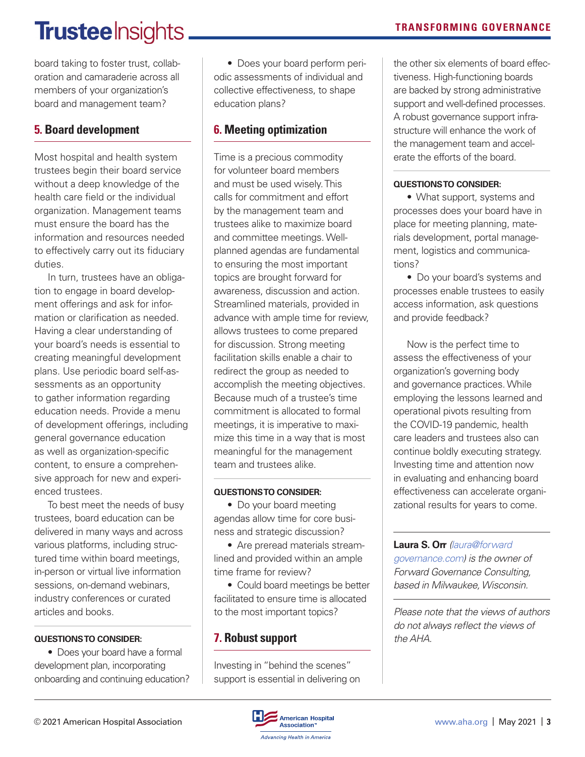board taking to foster trust, collaboration and camaraderie across all members of your organization's board and management team?

## 5. Board development

Most hospital and health system trustees begin their board service without a deep knowledge of the health care field or the individual organization. Management teams must ensure the board has the information and resources needed to effectively carry out its fiduciary duties.

In turn, trustees have an obligation to engage in board development offerings and ask for information or clarification as needed. Having a clear understanding of your board's needs is essential to creating meaningful development plans. Use periodic board self-assessments as an opportunity to gather information regarding education needs. Provide a menu of development offerings, including general governance education as well as organization-specific content, to ensure a comprehensive approach for new and experienced trustees.

To best meet the needs of busy trustees, board education can be delivered in many ways and across various platforms, including structured time within board meetings, in-person or virtual live information sessions, on-demand webinars, industry conferences or curated articles and books.

**QUESTIONS TO CONSIDER:**

- Does your board have a formal development plan, incorporating onboarding and continuing education?
- Does your board perform periodic assessments of individual and collective effectiveness, to shape education plans?

## 6. Meeting optimization

Time is a precious commodity for volunteer board members and must be used wisely. This calls for commitment and effort by the management team and trustees alike to maximize board and committee meetings. Well-planned agendas are fundamental to ensuring the most important topics are brought forward for awareness, discussion and action. Streamlined materials, provided in advance with ample time for review, allows trustees to come prepared for discussion. Strong meeting facilitation skills enable a chair to redirect the group as needed to accomplish the meeting objectives. Because much of a trustee's time commitment is allocated to formal meetings, it is imperative to maximize this time in a way that is most meaningful for the management team and trustees alike.

**QUESTIONS TO CONSIDER:**

- Do your board meeting agendas allow time for core business and strategic discussion?
- Are preread materials streamlined and provided within an ample time frame for review?
- Could board meetings be better facilitated to ensure time is allocated to the most important topics?

## 7. Robust support

Investing in "behind the scenes" support is essential in delivering on the other six elements of board effectiveness. High-functioning boards are backed by strong administrative support and well-defined processes. A robust governance support infrastructure will enhance the work of the management team and accelerate the efforts of the board.

**QUESTIONS TO CONSIDER:**

- What support, systems and processes does your board have in place for meeting planning, materials development, portal management, logistics and communications?
- Do your board's systems and processes enable trustees to easily access information, ask questions and provide feedback?

Now is the perfect time to assess the effectiveness of your organization's governing body and governance practices. While employing the lessons learned and operational pivots resulting from the COVID-19 pandemic, health care leaders and trustees also can continue boldly executing strategy. Investing time and attention now in evaluating and enhancing board effectiveness can accelerate organizational results for years to come.

---

**Laura S. Orr** *(laura@forwardgovernance.com) is the owner of Forward Governance Consulting, based in Milwaukee, Wisconsin.*

---

*Please note that the views of authors do not always reflect the views of the AHA.*